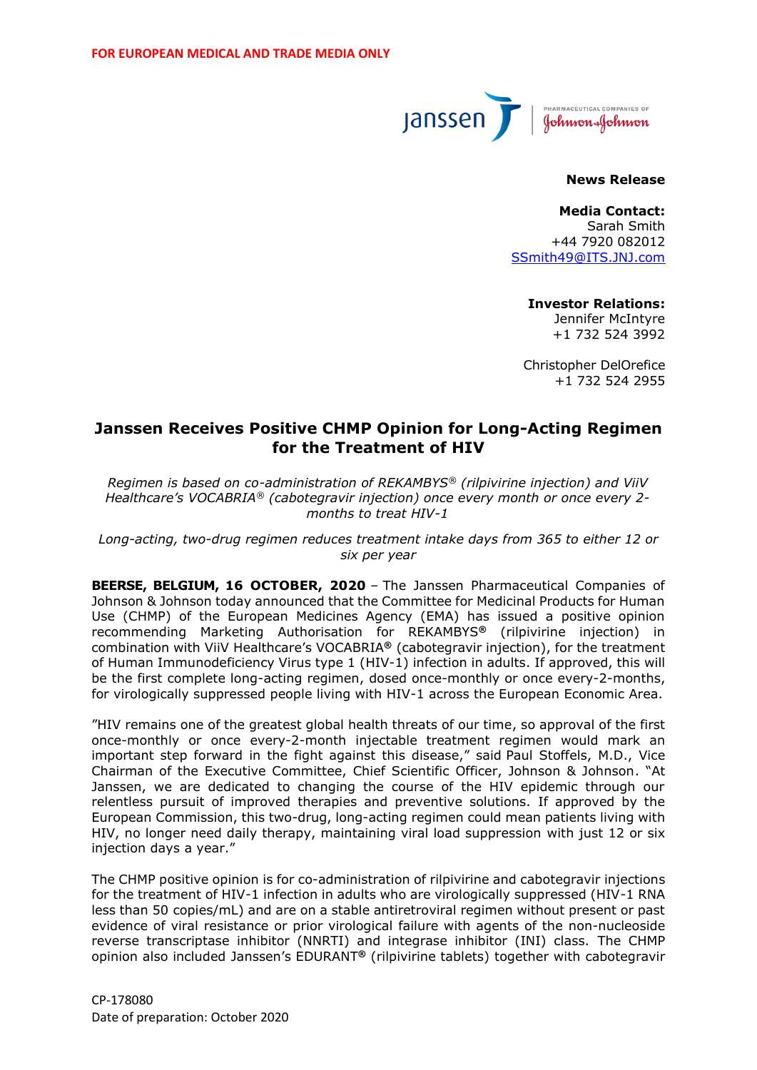**FOR EUROPEAN MEDICAL AND TRADE MEDIA ONLY**

**News Release**

**Media Contact:**
Sarah Smith
+44 7920 082012
SSmith49@ITS.JNJ.com

**Investor Relations:**
Jennifer McIntyre
+1 732 524 3992

Christopher DelOrefice
+1 732 524 2955

# Janssen Receives Positive CHMP Opinion for Long-Acting Regimen for the Treatment of HIV

*Regimen is based on co-administration of REKAMBYS® (rilpivirine injection) and ViiV Healthcare's VOCABRIA® (cabotegravir injection) once every month or once every 2-months to treat HIV-1*

*Long-acting, two-drug regimen reduces treatment intake days from 365 to either 12 or six per year*

**BEERSE, BELGIUM, 16 OCTOBER, 2020** – The Janssen Pharmaceutical Companies of Johnson & Johnson today announced that the Committee for Medicinal Products for Human Use (CHMP) of the European Medicines Agency (EMA) has issued a positive opinion recommending Marketing Authorisation for REKAMBYS**®** (rilpivirine injection) in combination with ViiV Healthcare's VOCABRIA**®** (cabotegravir injection), for the treatment of Human Immunodeficiency Virus type 1 (HIV-1) infection in adults. If approved, this will be the first complete long-acting regimen, dosed once-monthly or once every-2-months, for virologically suppressed people living with HIV-1 across the European Economic Area.

"HIV remains one of the greatest global health threats of our time, so approval of the first once-monthly or once every-2-month injectable treatment regimen would mark an important step forward in the fight against this disease," said Paul Stoffels, M.D., Vice Chairman of the Executive Committee, Chief Scientific Officer, Johnson & Johnson. "At Janssen, we are dedicated to changing the course of the HIV epidemic through our relentless pursuit of improved therapies and preventive solutions. If approved by the European Commission, this two-drug, long-acting regimen could mean patients living with HIV, no longer need daily therapy, maintaining viral load suppression with just 12 or six injection days a year."

The CHMP positive opinion is for co-administration of rilpivirine and cabotegravir injections for the treatment of HIV-1 infection in adults who are virologically suppressed (HIV-1 RNA less than 50 copies/mL) and are on a stable antiretroviral regimen without present or past evidence of viral resistance or prior virological failure with agents of the non-nucleoside reverse transcriptase inhibitor (NNRTI) and integrase inhibitor (INI) class. The CHMP opinion also included Janssen's EDURANT**®** (rilpivirine tablets) together with cabotegravir

CP-178080
Date of preparation: October 2020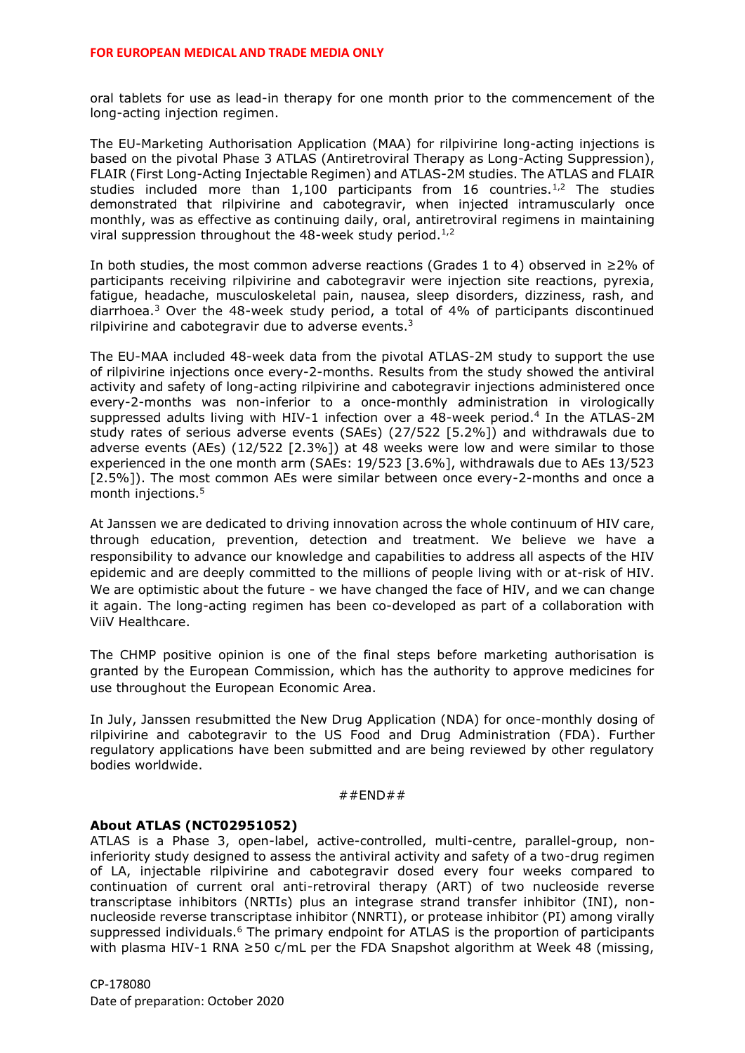oral tablets for use as lead-in therapy for one month prior to the commencement of the long-acting injection regimen.

The EU-Marketing Authorisation Application (MAA) for rilpivirine long-acting injections is based on the pivotal Phase 3 ATLAS (Antiretroviral Therapy as Long-Acting Suppression), FLAIR (First Long-Acting Injectable Regimen) and ATLAS-2M studies. The ATLAS and FLAIR studies included more than 1,100 participants from 16 countries.[1,2] The studies demonstrated that rilpivirine and cabotegravir, when injected intramuscularly once monthly, was as effective as continuing daily, oral, antiretroviral regimens in maintaining viral suppression throughout the 48-week study period.[1,2]

In both studies, the most common adverse reactions (Grades 1 to 4) observed in ≥2% of participants receiving rilpivirine and cabotegravir were injection site reactions, pyrexia, fatigue, headache, musculoskeletal pain, nausea, sleep disorders, dizziness, rash, and diarrhoea.[3] Over the 48-week study period, a total of 4% of participants discontinued rilpivirine and cabotegravir due to adverse events.[3]

The EU-MAA included 48-week data from the pivotal ATLAS-2M study to support the use of rilpivirine injections once every-2-months. Results from the study showed the antiviral activity and safety of long-acting rilpivirine and cabotegravir injections administered once every-2-months was non-inferior to a once-monthly administration in virologically suppressed adults living with HIV-1 infection over a 48-week period.[4] In the ATLAS-2M study rates of serious adverse events (SAEs) (27/522 [5.2%]) and withdrawals due to adverse events (AEs) (12/522 [2.3%]) at 48 weeks were low and were similar to those experienced in the one month arm (SAEs: 19/523 [3.6%], withdrawals due to AEs 13/523 [2.5%]). The most common AEs were similar between once every-2-months and once a month injections.[5]

At Janssen we are dedicated to driving innovation across the whole continuum of HIV care, through education, prevention, detection and treatment. We believe we have a responsibility to advance our knowledge and capabilities to address all aspects of the HIV epidemic and are deeply committed to the millions of people living with or at-risk of HIV. We are optimistic about the future - we have changed the face of HIV, and we can change it again. The long-acting regimen has been co-developed as part of a collaboration with ViiV Healthcare.

The CHMP positive opinion is one of the final steps before marketing authorisation is granted by the European Commission, which has the authority to approve medicines for use throughout the European Economic Area.

In July, Janssen resubmitted the New Drug Application (NDA) for once-monthly dosing of rilpivirine and cabotegravir to the US Food and Drug Administration (FDA). Further regulatory applications have been submitted and are being reviewed by other regulatory bodies worldwide.

##END##

**About ATLAS (NCT02951052)**

ATLAS is a Phase 3, open-label, active-controlled, multi-centre, parallel-group, non-inferiority study designed to assess the antiviral activity and safety of a two-drug regimen of LA, injectable rilpivirine and cabotegravir dosed every four weeks compared to continuation of current oral anti-retroviral therapy (ART) of two nucleoside reverse transcriptase inhibitors (NRTIs) plus an integrase strand transfer inhibitor (INI), non-nucleoside reverse transcriptase inhibitor (NNRTI), or protease inhibitor (PI) among virally suppressed individuals.[6] The primary endpoint for ATLAS is the proportion of participants with plasma HIV-1 RNA ≥50 c/mL per the FDA Snapshot algorithm at Week 48 (missing,

CP-178080
Date of preparation: October 2020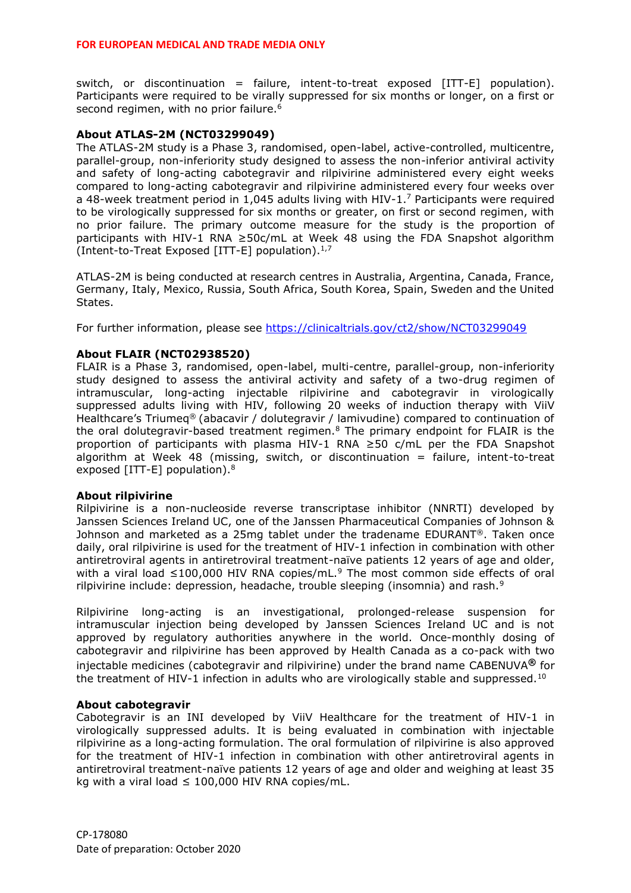switch, or discontinuation = failure, intent-to-treat exposed [ITT-E] population). Participants were required to be virally suppressed for six months or longer, on a first or second regimen, with no prior failure.[6]

**About ATLAS-2M (NCT03299049)**
The ATLAS-2M study is a Phase 3, randomised, open-label, active-controlled, multicentre, parallel-group, non-inferiority study designed to assess the non-inferior antiviral activity and safety of long-acting cabotegravir and rilpivirine administered every eight weeks compared to long-acting cabotegravir and rilpivirine administered every four weeks over a 48-week treatment period in 1,045 adults living with HIV-1.[7] Participants were required to be virologically suppressed for six months or greater, on first or second regimen, with no prior failure. The primary outcome measure for the study is the proportion of participants with HIV-1 RNA ≥50c/mL at Week 48 using the FDA Snapshot algorithm (Intent-to-Treat Exposed [ITT-E] population).[1,7]

ATLAS-2M is being conducted at research centres in Australia, Argentina, Canada, France, Germany, Italy, Mexico, Russia, South Africa, South Korea, Spain, Sweden and the United States.

For further information, please see https://clinicaltrials.gov/ct2/show/NCT03299049

**About FLAIR (NCT02938520)**
FLAIR is a Phase 3, randomised, open-label, multi-centre, parallel-group, non-inferiority study designed to assess the antiviral activity and safety of a two-drug regimen of intramuscular, long-acting injectable rilpivirine and cabotegravir in virologically suppressed adults living with HIV, following 20 weeks of induction therapy with ViiV Healthcare's Triumeq® (abacavir / dolutegravir / lamivudine) compared to continuation of the oral dolutegravir-based treatment regimen.[8] The primary endpoint for FLAIR is the proportion of participants with plasma HIV-1 RNA ≥50 c/mL per the FDA Snapshot algorithm at Week 48 (missing, switch, or discontinuation = failure, intent-to-treat exposed [ITT-E] population).[8]

**About rilpivirine**
Rilpivirine is a non-nucleoside reverse transcriptase inhibitor (NNRTI) developed by Janssen Sciences Ireland UC, one of the Janssen Pharmaceutical Companies of Johnson & Johnson and marketed as a 25mg tablet under the tradename EDURANT®. Taken once daily, oral rilpivirine is used for the treatment of HIV-1 infection in combination with other antiretroviral agents in antiretroviral treatment-naïve patients 12 years of age and older, with a viral load ≤100,000 HIV RNA copies/mL.[9] The most common side effects of oral rilpivirine include: depression, headache, trouble sleeping (insomnia) and rash.[9]

Rilpivirine long-acting is an investigational, prolonged-release suspension for intramuscular injection being developed by Janssen Sciences Ireland UC and is not approved by regulatory authorities anywhere in the world. Once-monthly dosing of cabotegravir and rilpivirine has been approved by Health Canada as a co-pack with two injectable medicines (cabotegravir and rilpivirine) under the brand name CABENUVA® for the treatment of HIV-1 infection in adults who are virologically stable and suppressed.[10]

**About cabotegravir**
Cabotegravir is an INI developed by ViiV Healthcare for the treatment of HIV-1 in virologically suppressed adults. It is being evaluated in combination with injectable rilpivirine as a long-acting formulation. The oral formulation of rilpivirine is also approved for the treatment of HIV-1 infection in combination with other antiretroviral agents in antiretroviral treatment-naïve patients 12 years of age and older and weighing at least 35 kg with a viral load ≤ 100,000 HIV RNA copies/mL.

CP-178080
Date of preparation: October 2020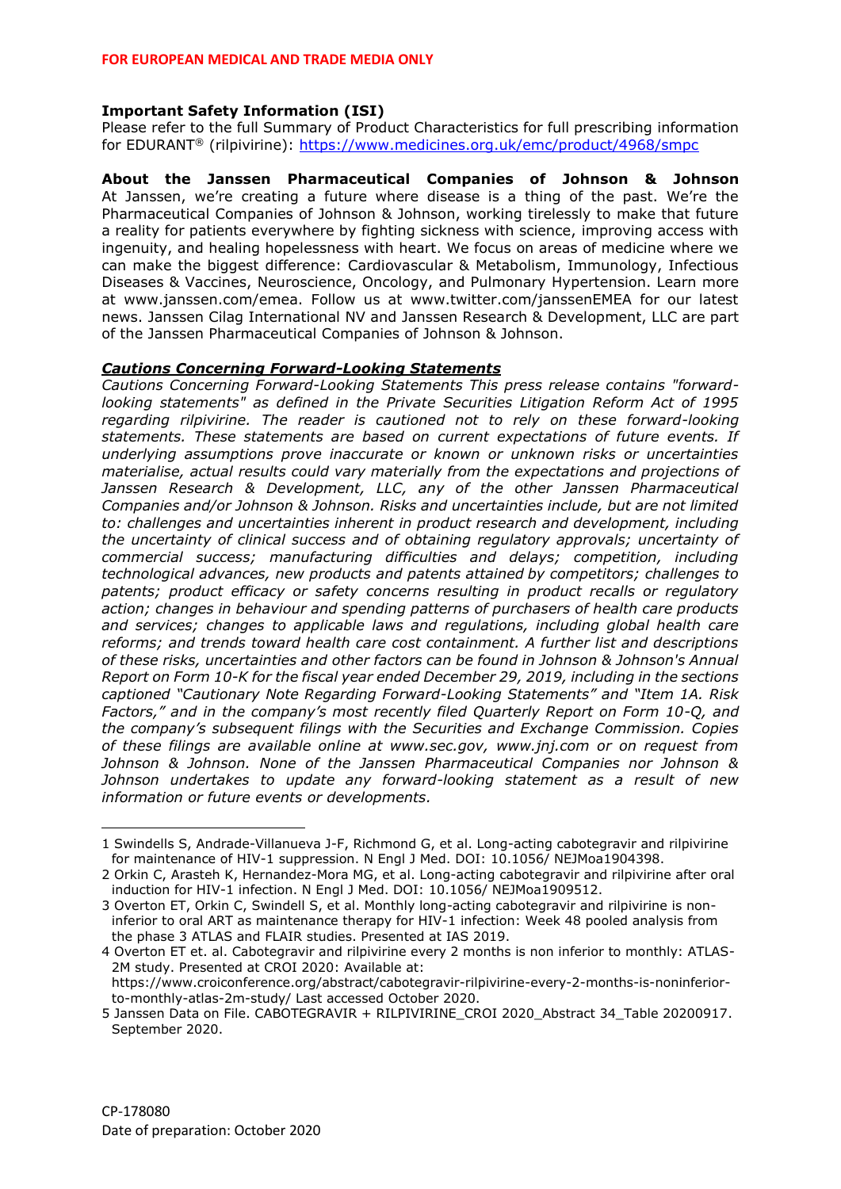**FOR EUROPEAN MEDICAL AND TRADE MEDIA ONLY**

**Important Safety Information (ISI)**

Please refer to the full Summary of Product Characteristics for full prescribing information for EDURANT® (rilpivirine): https://www.medicines.org.uk/emc/product/4968/smpc

**About the Janssen Pharmaceutical Companies of Johnson & Johnson**

At Janssen, we're creating a future where disease is a thing of the past. We're the Pharmaceutical Companies of Johnson & Johnson, working tirelessly to make that future a reality for patients everywhere by fighting sickness with science, improving access with ingenuity, and healing hopelessness with heart. We focus on areas of medicine where we can make the biggest difference: Cardiovascular & Metabolism, Immunology, Infectious Diseases & Vaccines, Neuroscience, Oncology, and Pulmonary Hypertension. Learn more at www.janssen.com/emea. Follow us at www.twitter.com/janssenEMEA for our latest news. Janssen Cilag International NV and Janssen Research & Development, LLC are part of the Janssen Pharmaceutical Companies of Johnson & Johnson.

***Cautions Concerning Forward-Looking Statements***

*Cautions Concerning Forward-Looking Statements This press release contains "forward-looking statements" as defined in the Private Securities Litigation Reform Act of 1995 regarding rilpivirine. The reader is cautioned not to rely on these forward-looking statements. These statements are based on current expectations of future events. If underlying assumptions prove inaccurate or known or unknown risks or uncertainties materialise, actual results could vary materially from the expectations and projections of Janssen Research & Development, LLC, any of the other Janssen Pharmaceutical Companies and/or Johnson & Johnson. Risks and uncertainties include, but are not limited to: challenges and uncertainties inherent in product research and development, including the uncertainty of clinical success and of obtaining regulatory approvals; uncertainty of commercial success; manufacturing difficulties and delays; competition, including technological advances, new products and patents attained by competitors; challenges to patents; product efficacy or safety concerns resulting in product recalls or regulatory action; changes in behaviour and spending patterns of purchasers of health care products and services; changes to applicable laws and regulations, including global health care reforms; and trends toward health care cost containment. A further list and descriptions of these risks, uncertainties and other factors can be found in Johnson & Johnson's Annual Report on Form 10-K for the fiscal year ended December 29, 2019, including in the sections captioned "Cautionary Note Regarding Forward-Looking Statements" and "Item 1A. Risk Factors," and in the company's most recently filed Quarterly Report on Form 10-Q, and the company's subsequent filings with the Securities and Exchange Commission. Copies of these filings are available online at www.sec.gov, www.jnj.com or on request from Johnson & Johnson. None of the Janssen Pharmaceutical Companies nor Johnson & Johnson undertakes to update any forward-looking statement as a result of new information or future events or developments.*

---

1 Swindells S, Andrade-Villanueva J-F, Richmond G, et al. Long-acting cabotegravir and rilpivirine for maintenance of HIV-1 suppression. N Engl J Med. DOI: 10.1056/ NEJMoa1904398.

2 Orkin C, Arasteh K, Hernandez-Mora MG, et al. Long-acting cabotegravir and rilpivirine after oral induction for HIV-1 infection. N Engl J Med. DOI: 10.1056/ NEJMoa1909512.

3 Overton ET, Orkin C, Swindell S, et al. Monthly long-acting cabotegravir and rilpivirine is non-inferior to oral ART as maintenance therapy for HIV-1 infection: Week 48 pooled analysis from the phase 3 ATLAS and FLAIR studies. Presented at IAS 2019.

4 Overton ET et. al. Cabotegravir and rilpivirine every 2 months is non inferior to monthly: ATLAS-2M study. Presented at CROI 2020: Available at: https://www.croiconference.org/abstract/cabotegravir-rilpivirine-every-2-months-is-noninferior-to-monthly-atlas-2m-study/ Last accessed October 2020.

5 Janssen Data on File. CABOTEGRAVIR + RILPIVIRINE_CROI 2020_Abstract 34_Table 20200917. September 2020.

CP-178080

Date of preparation: October 2020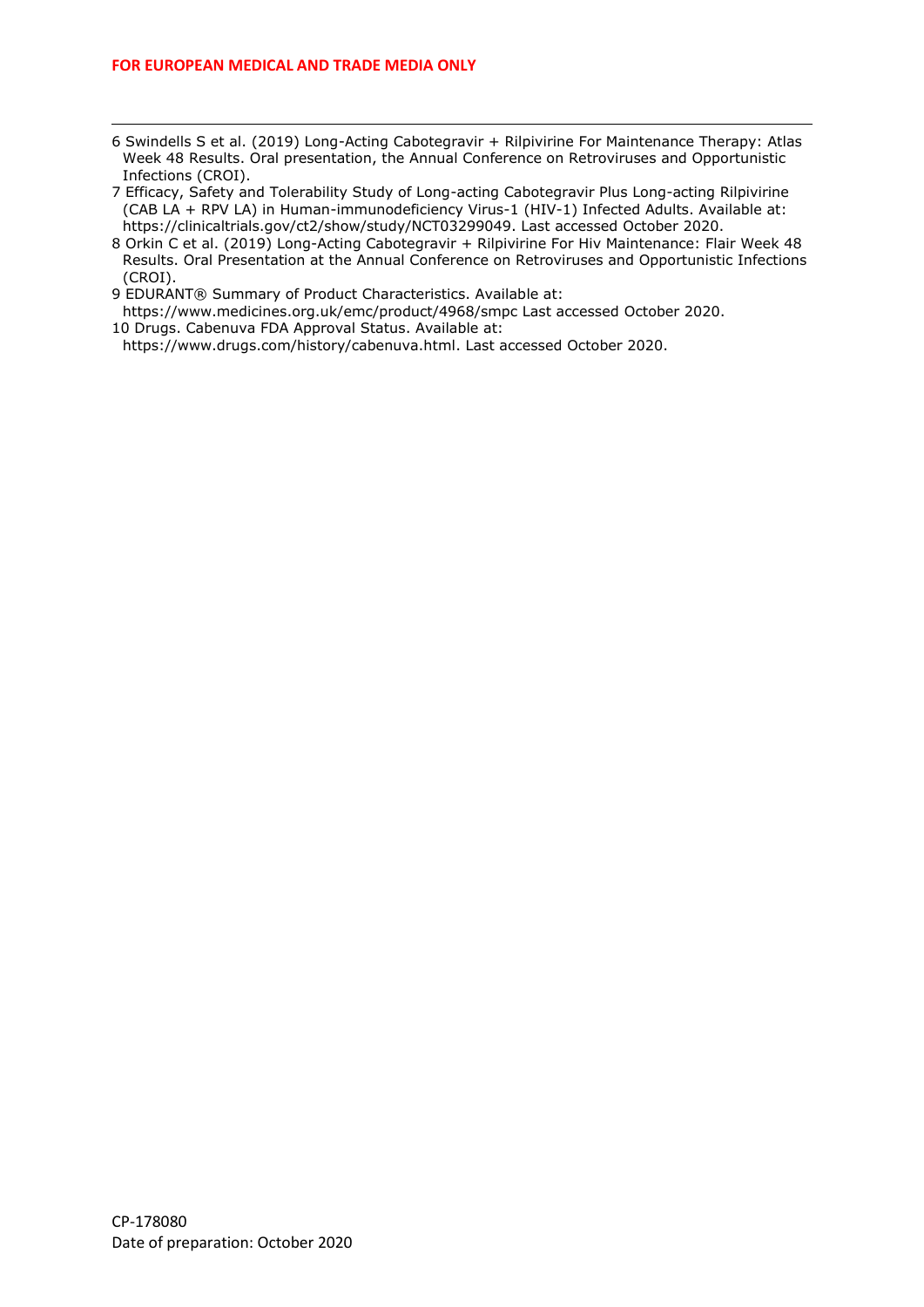**FOR EUROPEAN MEDICAL AND TRADE MEDIA ONLY**

---

6 Swindells S et al. (2019) Long-Acting Cabotegravir + Rilpivirine For Maintenance Therapy: Atlas Week 48 Results. Oral presentation, the Annual Conference on Retroviruses and Opportunistic Infections (CROI).

7 Efficacy, Safety and Tolerability Study of Long-acting Cabotegravir Plus Long-acting Rilpivirine (CAB LA + RPV LA) in Human-immunodeficiency Virus-1 (HIV-1) Infected Adults. Available at: https://clinicaltrials.gov/ct2/show/study/NCT03299049. Last accessed October 2020.

8 Orkin C et al. (2019) Long-Acting Cabotegravir + Rilpivirine For Hiv Maintenance: Flair Week 48 Results. Oral Presentation at the Annual Conference on Retroviruses and Opportunistic Infections (CROI).

9 EDURANT® Summary of Product Characteristics. Available at: https://www.medicines.org.uk/emc/product/4968/smpc Last accessed October 2020.

10 Drugs. Cabenuva FDA Approval Status. Available at: https://www.drugs.com/history/cabenuva.html. Last accessed October 2020.

CP-178080
Date of preparation: October 2020